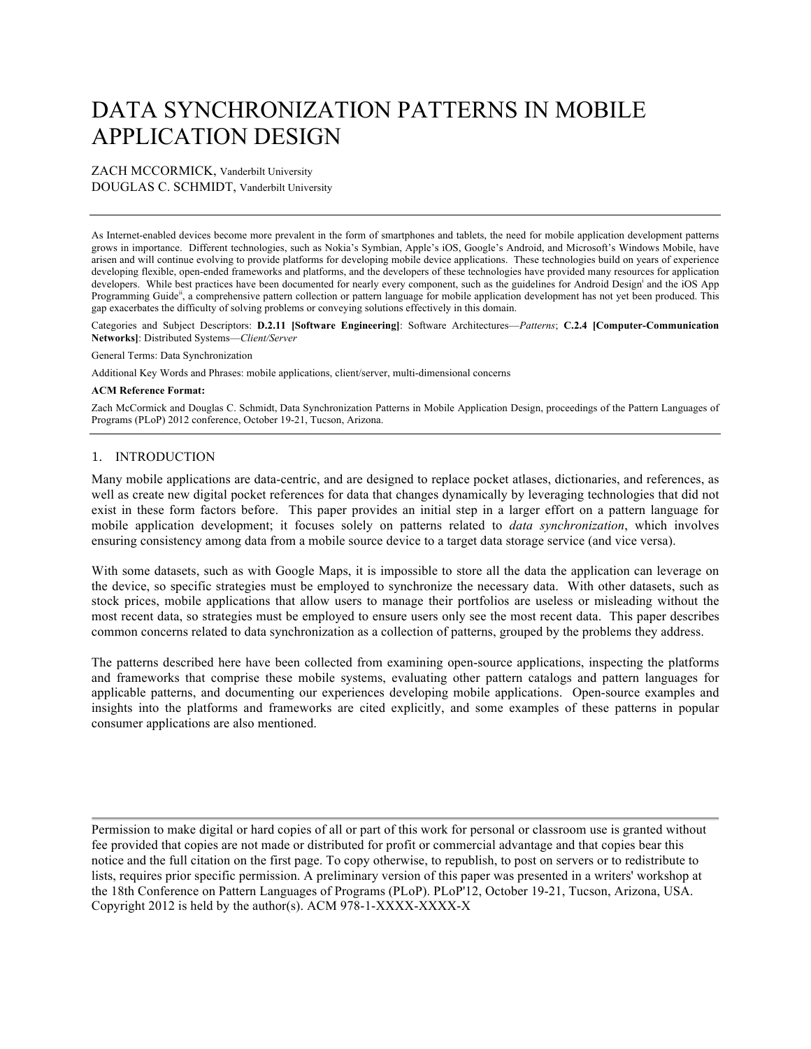# DATA SYNCHRONIZATION PATTERNS IN MOBILE APPLICATION DESIGN

ZACH MCCORMICK, Vanderbilt University
DOUGLAS C. SCHMIDT, Vanderbilt University

---

As Internet-enabled devices become more prevalent in the form of smartphones and tablets, the need for mobile application development patterns grows in importance. Different technologies, such as Nokia's Symbian, Apple's iOS, Google's Android, and Microsoft's Windows Mobile, have arisen and will continue evolving to provide platforms for developing mobile device applications. These technologies build on years of experience developing flexible, open-ended frameworks and platforms, and the developers of these technologies have provided many resources for application developers. While best practices have been documented for nearly every component, such as the guidelines for Android Design[i] and the iOS App Programming Guide[ii], a comprehensive pattern collection or pattern language for mobile application development has not yet been produced. This gap exacerbates the difficulty of solving problems or conveying solutions effectively in this domain.

Categories and Subject Descriptors: **D.2.11 [Software Engineering]**: Software Architectures—*Patterns*; **C.2.4 [Computer-Communication Networks]**: Distributed Systems—*Client/Server*

General Terms: Data Synchronization

Additional Key Words and Phrases: mobile applications, client/server, multi-dimensional concerns

**ACM Reference Format:**

Zach McCormick and Douglas C. Schmidt, Data Synchronization Patterns in Mobile Application Design, proceedings of the Pattern Languages of Programs (PLoP) 2012 conference, October 19-21, Tucson, Arizona.

---

## 1. INTRODUCTION

Many mobile applications are data-centric, and are designed to replace pocket atlases, dictionaries, and references, as well as create new digital pocket references for data that changes dynamically by leveraging technologies that did not exist in these form factors before. This paper provides an initial step in a larger effort on a pattern language for mobile application development; it focuses solely on patterns related to *data synchronization*, which involves ensuring consistency among data from a mobile source device to a target data storage service (and vice versa).

With some datasets, such as with Google Maps, it is impossible to store all the data the application can leverage on the device, so specific strategies must be employed to synchronize the necessary data. With other datasets, such as stock prices, mobile applications that allow users to manage their portfolios are useless or misleading without the most recent data, so strategies must be employed to ensure users only see the most recent data. This paper describes common concerns related to data synchronization as a collection of patterns, grouped by the problems they address.

The patterns described here have been collected from examining open-source applications, inspecting the platforms and frameworks that comprise these mobile systems, evaluating other pattern catalogs and pattern languages for applicable patterns, and documenting our experiences developing mobile applications. Open-source examples and insights into the platforms and frameworks are cited explicitly, and some examples of these patterns in popular consumer applications are also mentioned.

---

Permission to make digital or hard copies of all or part of this work for personal or classroom use is granted without fee provided that copies are not made or distributed for profit or commercial advantage and that copies bear this notice and the full citation on the first page. To copy otherwise, to republish, to post on servers or to redistribute to lists, requires prior specific permission. A preliminary version of this paper was presented in a writers' workshop at the 18th Conference on Pattern Languages of Programs (PLoP). PLoP'12, October 19-21, Tucson, Arizona, USA. Copyright 2012 is held by the author(s). ACM 978-1-XXXX-XXXX-X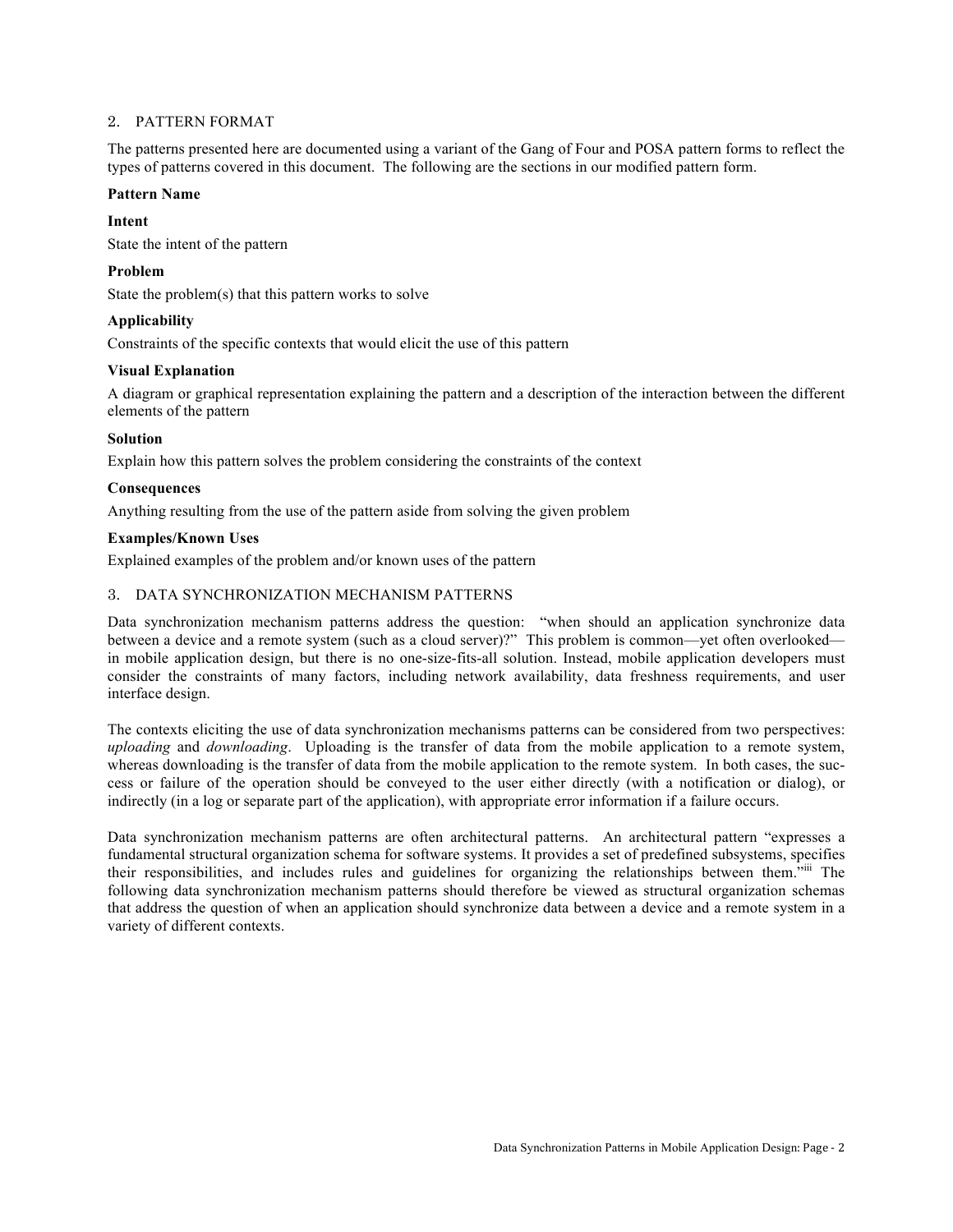## 2. PATTERN FORMAT

The patterns presented here are documented using a variant of the Gang of Four and POSA pattern forms to reflect the types of patterns covered in this document. The following are the sections in our modified pattern form.

**Pattern Name**

**Intent**

State the intent of the pattern

**Problem**

State the problem(s) that this pattern works to solve

**Applicability**

Constraints of the specific contexts that would elicit the use of this pattern

**Visual Explanation**

A diagram or graphical representation explaining the pattern and a description of the interaction between the different elements of the pattern

**Solution**

Explain how this pattern solves the problem considering the constraints of the context

**Consequences**

Anything resulting from the use of the pattern aside from solving the given problem

**Examples/Known Uses**

Explained examples of the problem and/or known uses of the pattern

## 3. DATA SYNCHRONIZATION MECHANISM PATTERNS

Data synchronization mechanism patterns address the question: "when should an application synchronize data between a device and a remote system (such as a cloud server)?" This problem is common—yet often overlooked—in mobile application design, but there is no one-size-fits-all solution. Instead, mobile application developers must consider the constraints of many factors, including network availability, data freshness requirements, and user interface design.

The contexts eliciting the use of data synchronization mechanisms patterns can be considered from two perspectives: *uploading* and *downloading*. Uploading is the transfer of data from the mobile application to a remote system, whereas downloading is the transfer of data from the mobile application to the remote system. In both cases, the success or failure of the operation should be conveyed to the user either directly (with a notification or dialog), or indirectly (in a log or separate part of the application), with appropriate error information if a failure occurs.

Data synchronization mechanism patterns are often architectural patterns. An architectural pattern "expresses a fundamental structural organization schema for software systems. It provides a set of predefined subsystems, specifies their responsibilities, and includes rules and guidelines for organizing the relationships between them."[iii] The following data synchronization mechanism patterns should therefore be viewed as structural organization schemas that address the question of when an application should synchronize data between a device and a remote system in a variety of different contexts.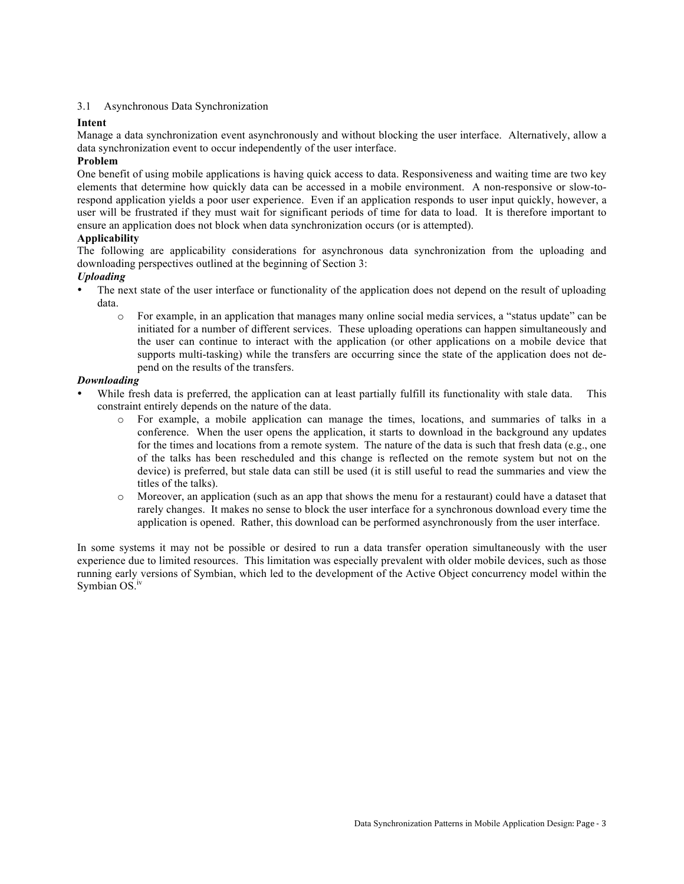## 3.1 Asynchronous Data Synchronization

**Intent**

Manage a data synchronization event asynchronously and without blocking the user interface. Alternatively, allow a data synchronization event to occur independently of the user interface.

**Problem**

One benefit of using mobile applications is having quick access to data. Responsiveness and waiting time are two key elements that determine how quickly data can be accessed in a mobile environment. A non-responsive or slow-to-respond application yields a poor user experience. Even if an application responds to user input quickly, however, a user will be frustrated if they must wait for significant periods of time for data to load. It is therefore important to ensure an application does not block when data synchronization occurs (or is attempted).

**Applicability**

The following are applicability considerations for asynchronous data synchronization from the uploading and downloading perspectives outlined at the beginning of Section 3:

***Uploading***

- The next state of the user interface or functionality of the application does not depend on the result of uploading data.
  - For example, in an application that manages many online social media services, a "status update" can be initiated for a number of different services. These uploading operations can happen simultaneously and the user can continue to interact with the application (or other applications on a mobile device that supports multi-tasking) while the transfers are occurring since the state of the application does not depend on the results of the transfers.

***Downloading***

- While fresh data is preferred, the application can at least partially fulfill its functionality with stale data. This constraint entirely depends on the nature of the data.
  - For example, a mobile application can manage the times, locations, and summaries of talks in a conference. When the user opens the application, it starts to download in the background any updates for the times and locations from a remote system. The nature of the data is such that fresh data (e.g., one of the talks has been rescheduled and this change is reflected on the remote system but not on the device) is preferred, but stale data can still be used (it is still useful to read the summaries and view the titles of the talks).
  - Moreover, an application (such as an app that shows the menu for a restaurant) could have a dataset that rarely changes. It makes no sense to block the user interface for a synchronous download every time the application is opened. Rather, this download can be performed asynchronously from the user interface.

In some systems it may not be possible or desired to run a data transfer operation simultaneously with the user experience due to limited resources. This limitation was especially prevalent with older mobile devices, such as those running early versions of Symbian, which led to the development of the Active Object concurrency model within the Symbian OS.[iv]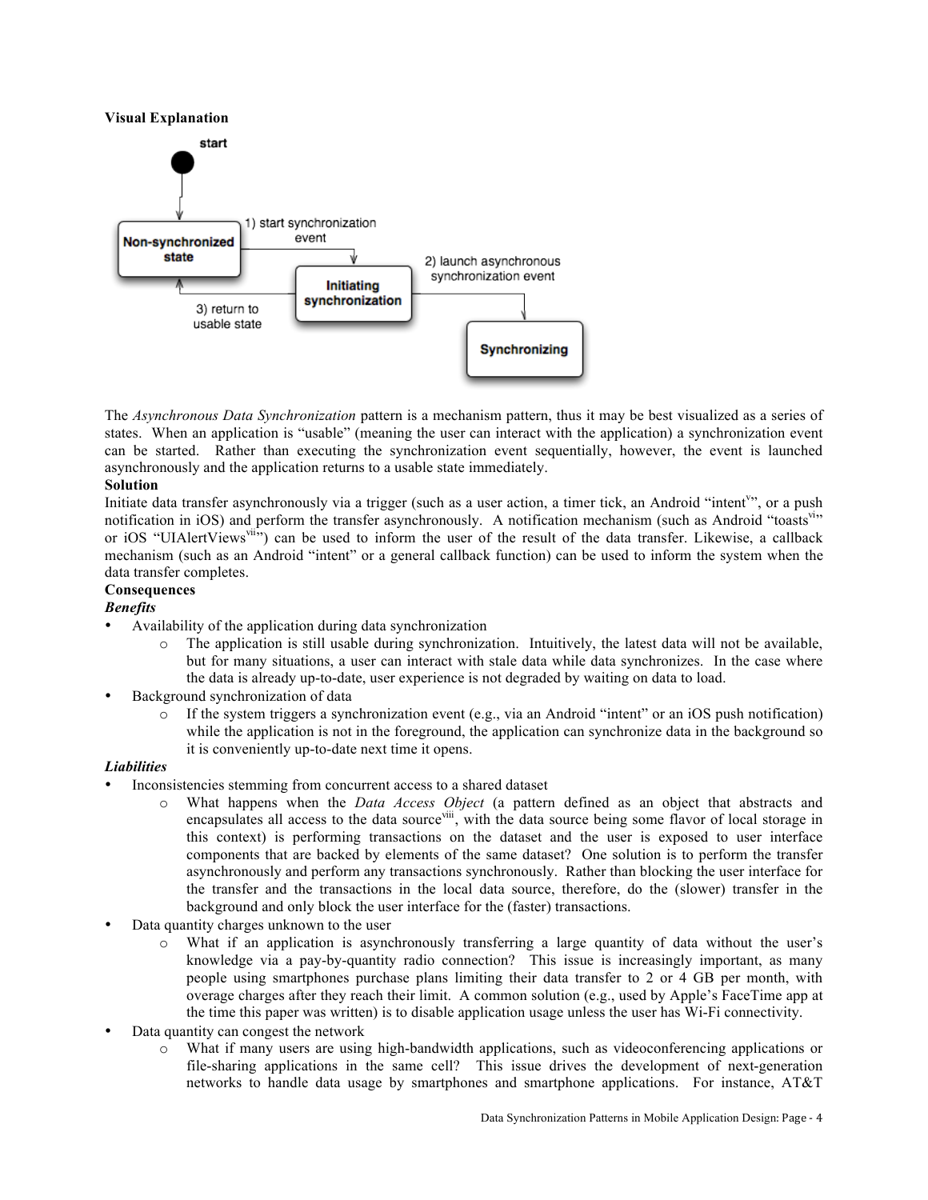**Visual Explanation**

The *Asynchronous Data Synchronization* pattern is a mechanism pattern, thus it may be best visualized as a series of states. When an application is "usable" (meaning the user can interact with the application) a synchronization event can be started. Rather than executing the synchronization event sequentially, however, the event is launched asynchronously and the application returns to a usable state immediately.

**Solution**

Initiate data transfer asynchronously via a trigger (such as a user action, a timer tick, an Android "intent[v]", or a push notification in iOS) and perform the transfer asynchronously. A notification mechanism (such as Android "toasts[vi]" or iOS "UIAlertViews[vii]") can be used to inform the user of the result of the data transfer. Likewise, a callback mechanism (such as an Android "intent" or a general callback function) can be used to inform the system when the data transfer completes.

**Consequences**

***Benefits***

- Availability of the application during data synchronization
  - The application is still usable during synchronization. Intuitively, the latest data will not be available, but for many situations, a user can interact with stale data while data synchronizes. In the case where the data is already up-to-date, user experience is not degraded by waiting on data to load.
- Background synchronization of data
  - If the system triggers a synchronization event (e.g., via an Android "intent" or an iOS push notification) while the application is not in the foreground, the application can synchronize data in the background so it is conveniently up-to-date next time it opens.

***Liabilities***

- Inconsistencies stemming from concurrent access to a shared dataset
  - What happens when the *Data Access Object* (a pattern defined as an object that abstracts and encapsulates all access to the data source[viii], with the data source being some flavor of local storage in this context) is performing transactions on the dataset and the user is exposed to user interface components that are backed by elements of the same dataset? One solution is to perform the transfer asynchronously and perform any transactions synchronously. Rather than blocking the user interface for the transfer and the transactions in the local data source, therefore, do the (slower) transfer in the background and only block the user interface for the (faster) transactions.
- Data quantity charges unknown to the user
  - What if an application is asynchronously transferring a large quantity of data without the user's knowledge via a pay-by-quantity radio connection? This issue is increasingly important, as many people using smartphones purchase plans limiting their data transfer to 2 or 4 GB per month, with overage charges after they reach their limit. A common solution (e.g., used by Apple's FaceTime app at the time this paper was written) is to disable application usage unless the user has Wi-Fi connectivity.
- Data quantity can congest the network
  - What if many users are using high-bandwidth applications, such as videoconferencing applications or file-sharing applications in the same cell? This issue drives the development of next-generation networks to handle data usage by smartphones and smartphone applications. For instance, AT&T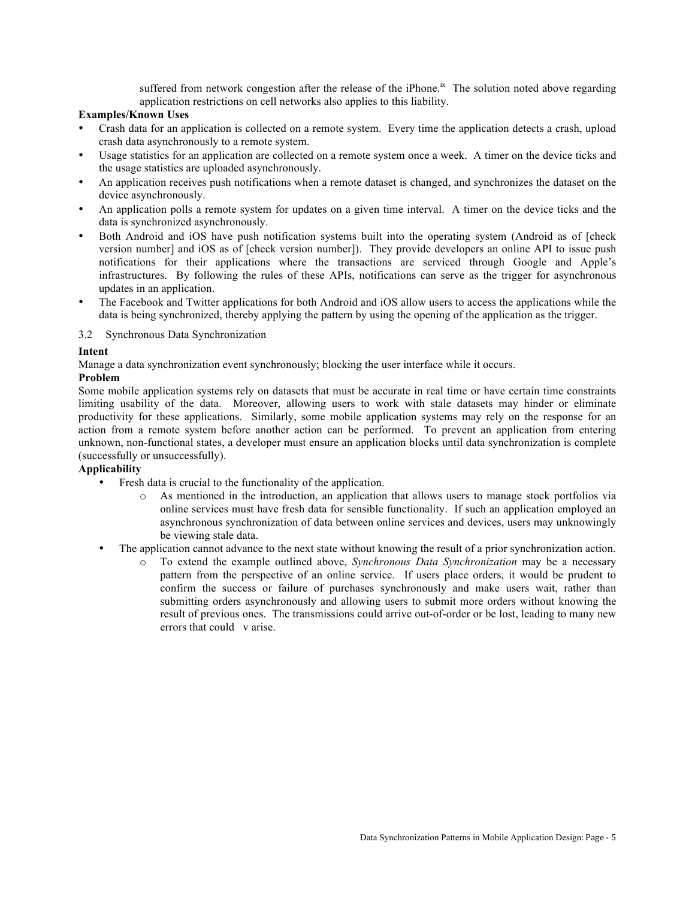suffered from network congestion after the release of the iPhone.[ix] The solution noted above regarding application restrictions on cell networks also applies to this liability.

**Examples/Known Uses**

- Crash data for an application is collected on a remote system. Every time the application detects a crash, upload crash data asynchronously to a remote system.
- Usage statistics for an application are collected on a remote system once a week. A timer on the device ticks and the usage statistics are uploaded asynchronously.
- An application receives push notifications when a remote dataset is changed, and synchronizes the dataset on the device asynchronously.
- An application polls a remote system for updates on a given time interval. A timer on the device ticks and the data is synchronized asynchronously.
- Both Android and iOS have push notification systems built into the operating system (Android as of [check version number] and iOS as of [check version number]). They provide developers an online API to issue push notifications for their applications where the transactions are serviced through Google and Apple's infrastructures. By following the rules of these APIs, notifications can serve as the trigger for asynchronous updates in an application.
- The Facebook and Twitter applications for both Android and iOS allow users to access the applications while the data is being synchronized, thereby applying the pattern by using the opening of the application as the trigger.

## 3.2 Synchronous Data Synchronization

**Intent**

Manage a data synchronization event synchronously; blocking the user interface while it occurs.

**Problem**

Some mobile application systems rely on datasets that must be accurate in real time or have certain time constraints limiting usability of the data. Moreover, allowing users to work with stale datasets may hinder or eliminate productivity for these applications. Similarly, some mobile application systems may rely on the response for an action from a remote system before another action can be performed. To prevent an application from entering unknown, non-functional states, a developer must ensure an application blocks until data synchronization is complete (successfully or unsuccessfully).

**Applicability**

- Fresh data is crucial to the functionality of the application.
  - As mentioned in the introduction, an application that allows users to manage stock portfolios via online services must have fresh data for sensible functionality. If such an application employed an asynchronous synchronization of data between online services and devices, users may unknowingly be viewing stale data.
- The application cannot advance to the next state without knowing the result of a prior synchronization action.
  - To extend the example outlined above, *Synchronous Data Synchronization* may be a necessary pattern from the perspective of an online service. If users place orders, it would be prudent to confirm the success or failure of purchases synchronously and make users wait, rather than submitting orders asynchronously and allowing users to submit more orders without knowing the result of previous ones. The transmissions could arrive out-of-order or be lost, leading to many new errors that could v arise.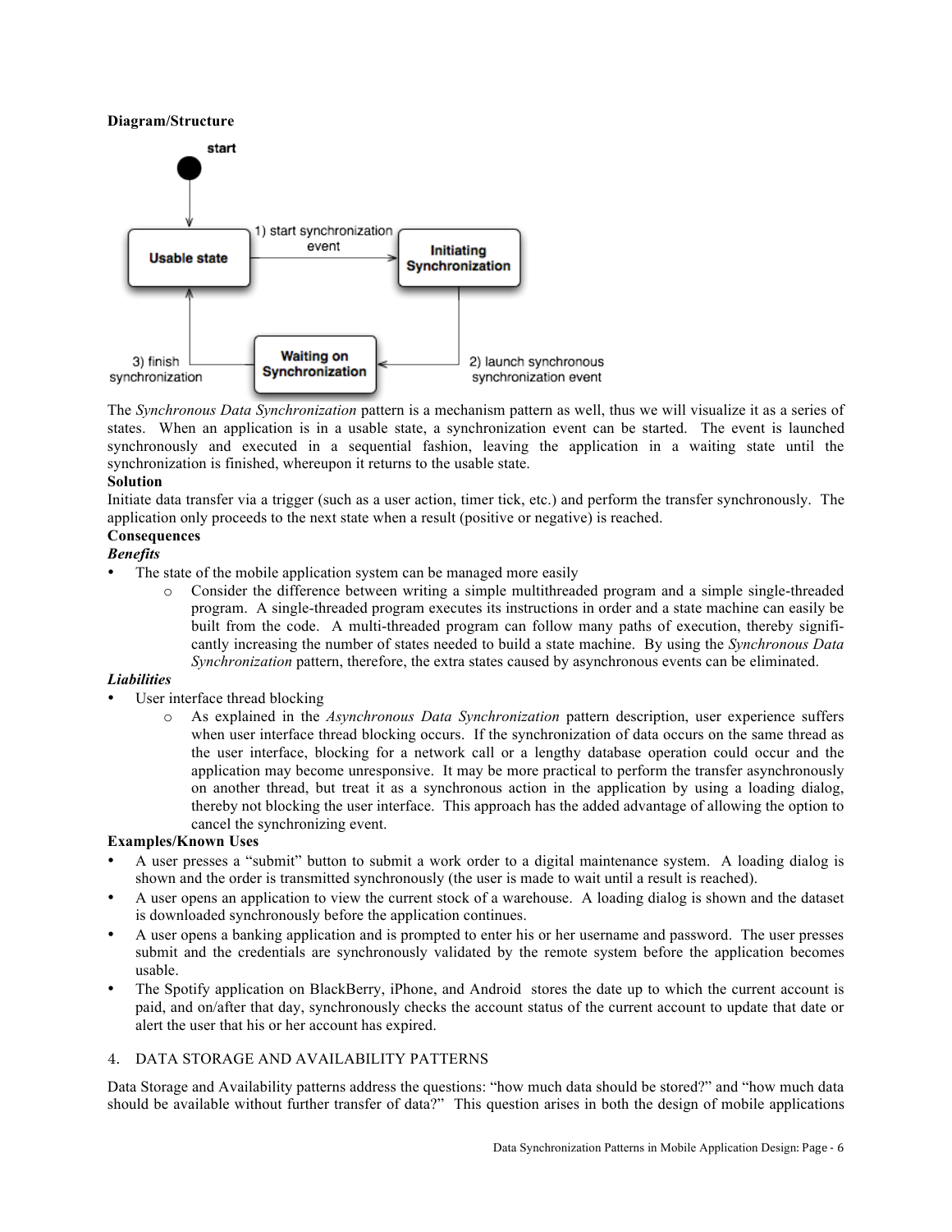**Diagram/Structure**

The *Synchronous Data Synchronization* pattern is a mechanism pattern as well, thus we will visualize it as a series of states. When an application is in a usable state, a synchronization event can be started. The event is launched synchronously and executed in a sequential fashion, leaving the application in a waiting state until the synchronization is finished, whereupon it returns to the usable state.

**Solution**

Initiate data transfer via a trigger (such as a user action, timer tick, etc.) and perform the transfer synchronously. The application only proceeds to the next state when a result (positive or negative) is reached.

**Consequences**

***Benefits***

- The state of the mobile application system can be managed more easily
  - Consider the difference between writing a simple multithreaded program and a simple single-threaded program. A single-threaded program executes its instructions in order and a state machine can easily be built from the code. A multi-threaded program can follow many paths of execution, thereby significantly increasing the number of states needed to build a state machine. By using the *Synchronous Data Synchronization* pattern, therefore, the extra states caused by asynchronous events can be eliminated.

***Liabilities***

- User interface thread blocking
  - As explained in the *Asynchronous Data Synchronization* pattern description, user experience suffers when user interface thread blocking occurs. If the synchronization of data occurs on the same thread as the user interface, blocking for a network call or a lengthy database operation could occur and the application may become unresponsive. It may be more practical to perform the transfer asynchronously on another thread, but treat it as a synchronous action in the application by using a loading dialog, thereby not blocking the user interface. This approach has the added advantage of allowing the option to cancel the synchronizing event.

**Examples/Known Uses**

- A user presses a "submit" button to submit a work order to a digital maintenance system. A loading dialog is shown and the order is transmitted synchronously (the user is made to wait until a result is reached).
- A user opens an application to view the current stock of a warehouse. A loading dialog is shown and the dataset is downloaded synchronously before the application continues.
- A user opens a banking application and is prompted to enter his or her username and password. The user presses submit and the credentials are synchronously validated by the remote system before the application becomes usable.
- The Spotify application on BlackBerry, iPhone, and Android stores the date up to which the current account is paid, and on/after that day, synchronously checks the account status of the current account to update that date or alert the user that his or her account has expired.

## 4. DATA STORAGE AND AVAILABILITY PATTERNS

Data Storage and Availability patterns address the questions: "how much data should be stored?" and "how much data should be available without further transfer of data?" This question arises in both the design of mobile applications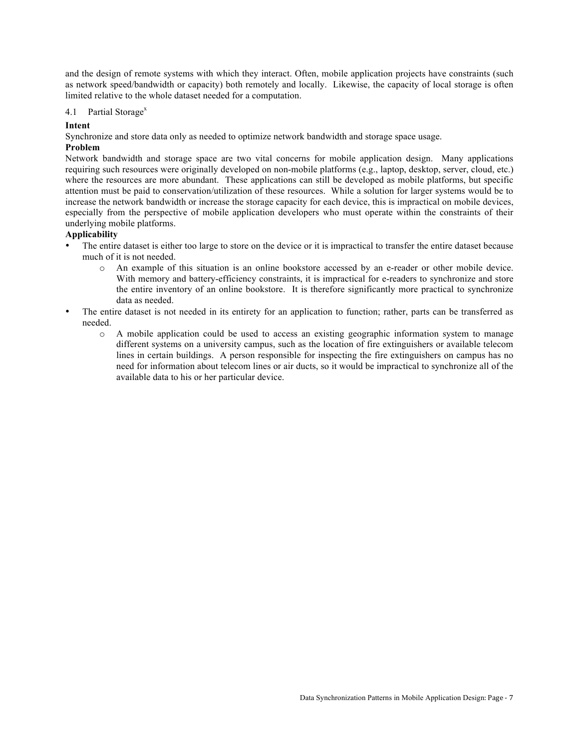and the design of remote systems with which they interact. Often, mobile application projects have constraints (such as network speed/bandwidth or capacity) both remotely and locally. Likewise, the capacity of local storage is often limited relative to the whole dataset needed for a computation.

### 4.1 Partial Storage[x]

**Intent**

Synchronize and store data only as needed to optimize network bandwidth and storage space usage.

**Problem**

Network bandwidth and storage space are two vital concerns for mobile application design. Many applications requiring such resources were originally developed on non-mobile platforms (e.g., laptop, desktop, server, cloud, etc.) where the resources are more abundant. These applications can still be developed as mobile platforms, but specific attention must be paid to conservation/utilization of these resources. While a solution for larger systems would be to increase the network bandwidth or increase the storage capacity for each device, this is impractical on mobile devices, especially from the perspective of mobile application developers who must operate within the constraints of their underlying mobile platforms.

**Applicability**

- The entire dataset is either too large to store on the device or it is impractical to transfer the entire dataset because much of it is not needed.
  - An example of this situation is an online bookstore accessed by an e-reader or other mobile device. With memory and battery-efficiency constraints, it is impractical for e-readers to synchronize and store the entire inventory of an online bookstore. It is therefore significantly more practical to synchronize data as needed.
- The entire dataset is not needed in its entirety for an application to function; rather, parts can be transferred as needed.
  - A mobile application could be used to access an existing geographic information system to manage different systems on a university campus, such as the location of fire extinguishers or available telecom lines in certain buildings. A person responsible for inspecting the fire extinguishers on campus has no need for information about telecom lines or air ducts, so it would be impractical to synchronize all of the available data to his or her particular device.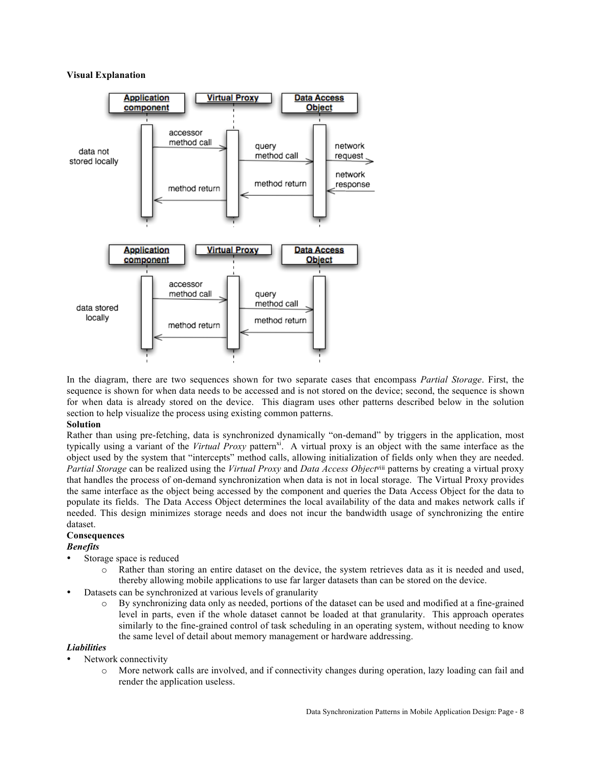**Visual Explanation**

In the diagram, there are two sequences shown for two separate cases that encompass *Partial Storage*. First, the sequence is shown for when data needs to be accessed and is not stored on the device; second, the sequence is shown for when data is already stored on the device. This diagram uses other patterns described below in the solution section to help visualize the process using existing common patterns.

**Solution**

Rather than using pre-fetching, data is synchronized dynamically "on-demand" by triggers in the application, most typically using a variant of the *Virtual Proxy* pattern[xi]. A virtual proxy is an object with the same interface as the object used by the system that "intercepts" method calls, allowing initialization of fields only when they are needed. *Partial Storage* can be realized using the *Virtual Proxy* and *Data Access Object*[viii] patterns by creating a virtual proxy that handles the process of on-demand synchronization when data is not in local storage. The Virtual Proxy provides the same interface as the object being accessed by the component and queries the Data Access Object for the data to populate its fields. The Data Access Object determines the local availability of the data and makes network calls if needed. This design minimizes storage needs and does not incur the bandwidth usage of synchronizing the entire dataset.

**Consequences**

***Benefits***

- Storage space is reduced
  - Rather than storing an entire dataset on the device, the system retrieves data as it is needed and used, thereby allowing mobile applications to use far larger datasets than can be stored on the device.
- Datasets can be synchronized at various levels of granularity
  - By synchronizing data only as needed, portions of the dataset can be used and modified at a fine-grained level in parts, even if the whole dataset cannot be loaded at that granularity. This approach operates similarly to the fine-grained control of task scheduling in an operating system, without needing to know the same level of detail about memory management or hardware addressing.

***Liabilities***

- Network connectivity
  - More network calls are involved, and if connectivity changes during operation, lazy loading can fail and render the application useless.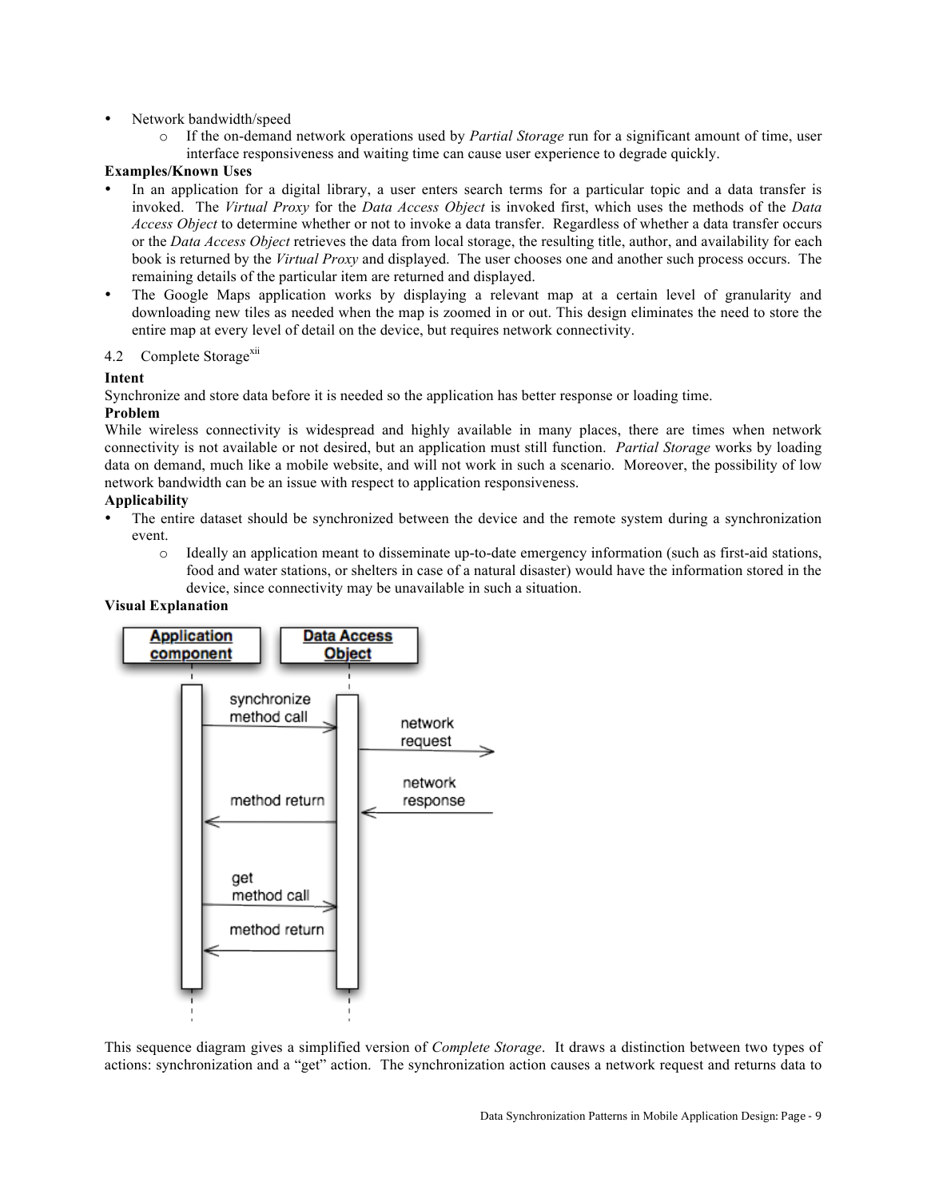- Network bandwidth/speed
  - If the on-demand network operations used by *Partial Storage* run for a significant amount of time, user interface responsiveness and waiting time can cause user experience to degrade quickly.

**Examples/Known Uses**

- In an application for a digital library, a user enters search terms for a particular topic and a data transfer is invoked. The *Virtual Proxy* for the *Data Access Object* is invoked first, which uses the methods of the *Data Access Object* to determine whether or not to invoke a data transfer. Regardless of whether a data transfer occurs or the *Data Access Object* retrieves the data from local storage, the resulting title, author, and availability for each book is returned by the *Virtual Proxy* and displayed. The user chooses one and another such process occurs. The remaining details of the particular item are returned and displayed.
- The Google Maps application works by displaying a relevant map at a certain level of granularity and downloading new tiles as needed when the map is zoomed in or out. This design eliminates the need to store the entire map at every level of detail on the device, but requires network connectivity.

## 4.2 Complete Storage[xii]

**Intent**

Synchronize and store data before it is needed so the application has better response or loading time.

**Problem**

While wireless connectivity is widespread and highly available in many places, there are times when network connectivity is not available or not desired, but an application must still function. *Partial Storage* works by loading data on demand, much like a mobile website, and will not work in such a scenario. Moreover, the possibility of low network bandwidth can be an issue with respect to application responsiveness.

**Applicability**

- The entire dataset should be synchronized between the device and the remote system during a synchronization event.
  - Ideally an application meant to disseminate up-to-date emergency information (such as first-aid stations, food and water stations, or shelters in case of a natural disaster) would have the information stored in the device, since connectivity may be unavailable in such a situation.

**Visual Explanation**

Application component | Data Access Object

synchronize method call → network request → network response → method return

get method call → method return

This sequence diagram gives a simplified version of *Complete Storage*. It draws a distinction between two types of actions: synchronization and a "get" action. The synchronization action causes a network request and returns data to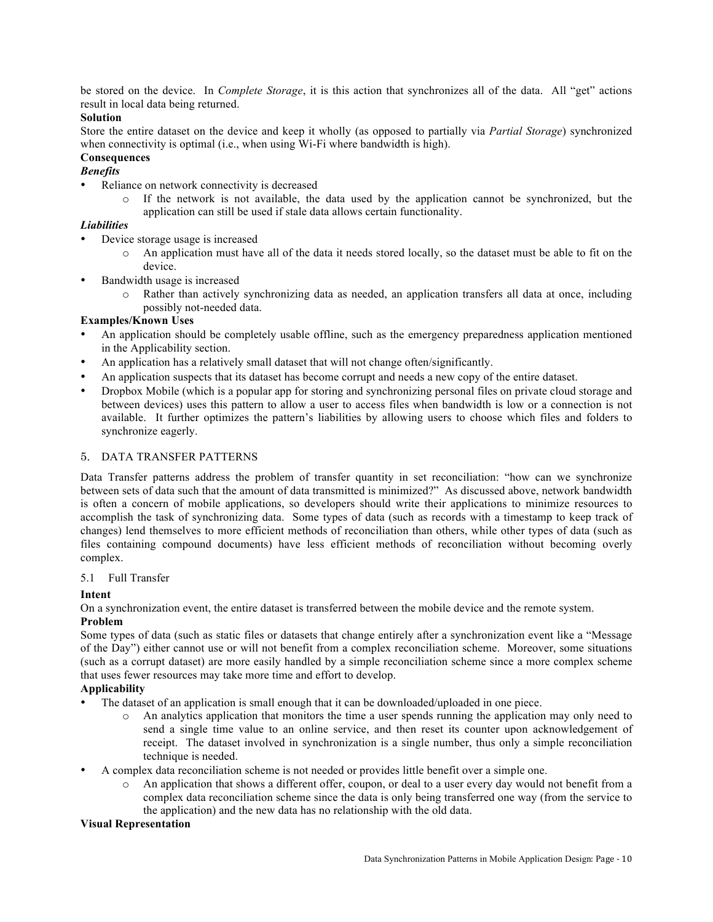be stored on the device. In *Complete Storage*, it is this action that synchronizes all of the data. All "get" actions result in local data being returned.

**Solution**

Store the entire dataset on the device and keep it wholly (as opposed to partially via *Partial Storage*) synchronized when connectivity is optimal (i.e., when using Wi-Fi where bandwidth is high).

**Consequences**

***Benefits***

- Reliance on network connectivity is decreased
  - If the network is not available, the data used by the application cannot be synchronized, but the application can still be used if stale data allows certain functionality.

***Liabilities***

- Device storage usage is increased
  - An application must have all of the data it needs stored locally, so the dataset must be able to fit on the device.
- Bandwidth usage is increased
  - Rather than actively synchronizing data as needed, an application transfers all data at once, including possibly not-needed data.

**Examples/Known Uses**

- An application should be completely usable offline, such as the emergency preparedness application mentioned in the Applicability section.
- An application has a relatively small dataset that will not change often/significantly.
- An application suspects that its dataset has become corrupt and needs a new copy of the entire dataset.
- Dropbox Mobile (which is a popular app for storing and synchronizing personal files on private cloud storage and between devices) uses this pattern to allow a user to access files when bandwidth is low or a connection is not available. It further optimizes the pattern's liabilities by allowing users to choose which files and folders to synchronize eagerly.

## 5. DATA TRANSFER PATTERNS

Data Transfer patterns address the problem of transfer quantity in set reconciliation: "how can we synchronize between sets of data such that the amount of data transmitted is minimized?" As discussed above, network bandwidth is often a concern of mobile applications, so developers should write their applications to minimize resources to accomplish the task of synchronizing data. Some types of data (such as records with a timestamp to keep track of changes) lend themselves to more efficient methods of reconciliation than others, while other types of data (such as files containing compound documents) have less efficient methods of reconciliation without becoming overly complex.

### 5.1 Full Transfer

**Intent**

On a synchronization event, the entire dataset is transferred between the mobile device and the remote system.

**Problem**

Some types of data (such as static files or datasets that change entirely after a synchronization event like a "Message of the Day") either cannot use or will not benefit from a complex reconciliation scheme. Moreover, some situations (such as a corrupt dataset) are more easily handled by a simple reconciliation scheme since a more complex scheme that uses fewer resources may take more time and effort to develop.

**Applicability**

- The dataset of an application is small enough that it can be downloaded/uploaded in one piece.
  - An analytics application that monitors the time a user spends running the application may only need to send a single time value to an online service, and then reset its counter upon acknowledgement of receipt. The dataset involved in synchronization is a single number, thus only a simple reconciliation technique is needed.
- A complex data reconciliation scheme is not needed or provides little benefit over a simple one.
  - An application that shows a different offer, coupon, or deal to a user every day would not benefit from a complex data reconciliation scheme since the data is only being transferred one way (from the service to the application) and the new data has no relationship with the old data.

**Visual Representation**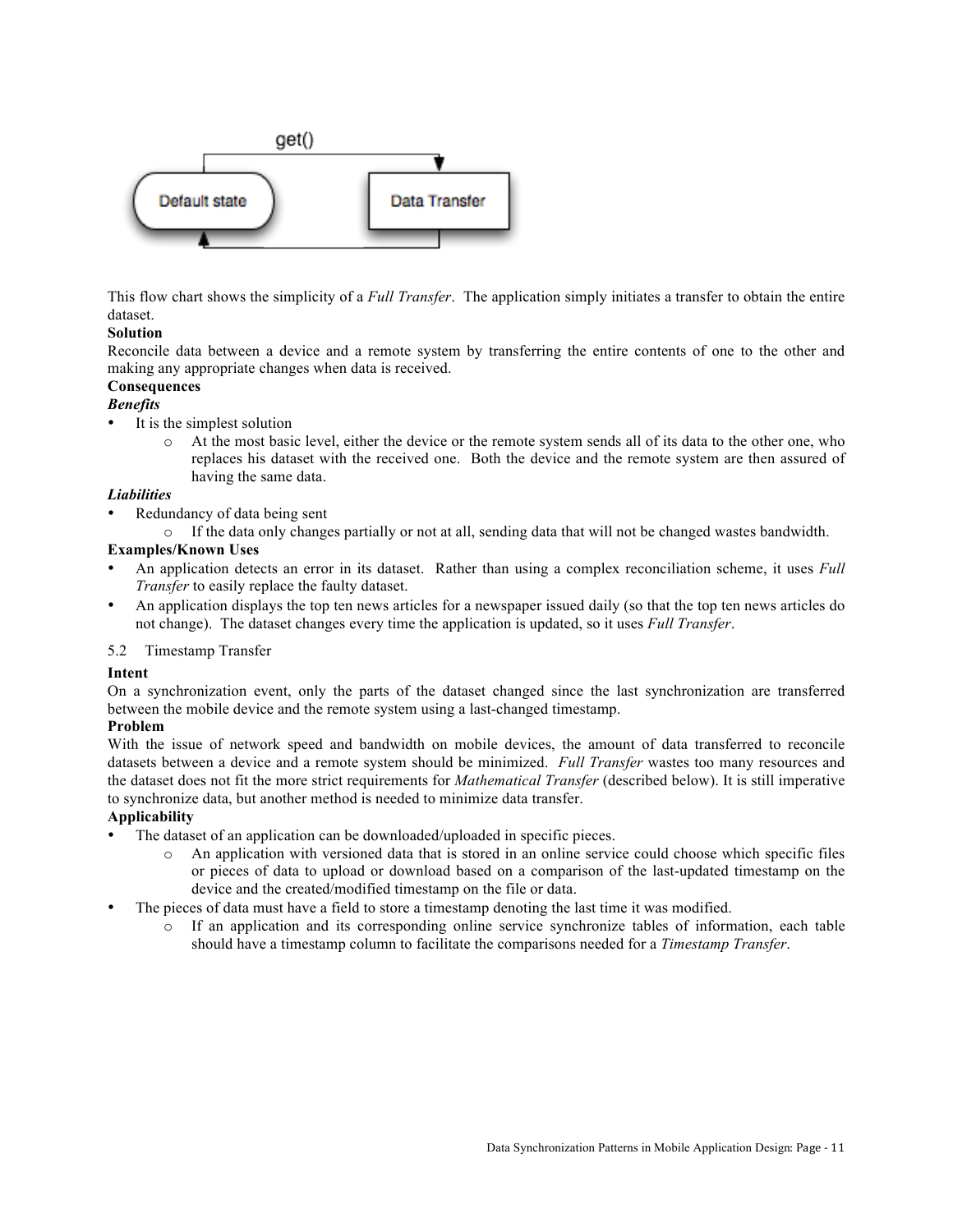This flow chart shows the simplicity of a *Full Transfer*. The application simply initiates a transfer to obtain the entire dataset.

**Solution**

Reconcile data between a device and a remote system by transferring the entire contents of one to the other and making any appropriate changes when data is received.

**Consequences**

***Benefits***

- It is the simplest solution
  - At the most basic level, either the device or the remote system sends all of its data to the other one, who replaces his dataset with the received one. Both the device and the remote system are then assured of having the same data.

***Liabilities***

- Redundancy of data being sent
  - If the data only changes partially or not at all, sending data that will not be changed wastes bandwidth.

**Examples/Known Uses**

- An application detects an error in its dataset. Rather than using a complex reconciliation scheme, it uses *Full Transfer* to easily replace the faulty dataset.
- An application displays the top ten news articles for a newspaper issued daily (so that the top ten news articles do not change). The dataset changes every time the application is updated, so it uses *Full Transfer*.

### 5.2 Timestamp Transfer

**Intent**

On a synchronization event, only the parts of the dataset changed since the last synchronization are transferred between the mobile device and the remote system using a last-changed timestamp.

**Problem**

With the issue of network speed and bandwidth on mobile devices, the amount of data transferred to reconcile datasets between a device and a remote system should be minimized. *Full Transfer* wastes too many resources and the dataset does not fit the more strict requirements for *Mathematical Transfer* (described below). It is still imperative to synchronize data, but another method is needed to minimize data transfer.

**Applicability**

- The dataset of an application can be downloaded/uploaded in specific pieces.
  - An application with versioned data that is stored in an online service could choose which specific files or pieces of data to upload or download based on a comparison of the last-updated timestamp on the device and the created/modified timestamp on the file or data.
- The pieces of data must have a field to store a timestamp denoting the last time it was modified.
  - If an application and its corresponding online service synchronize tables of information, each table should have a timestamp column to facilitate the comparisons needed for a *Timestamp Transfer*.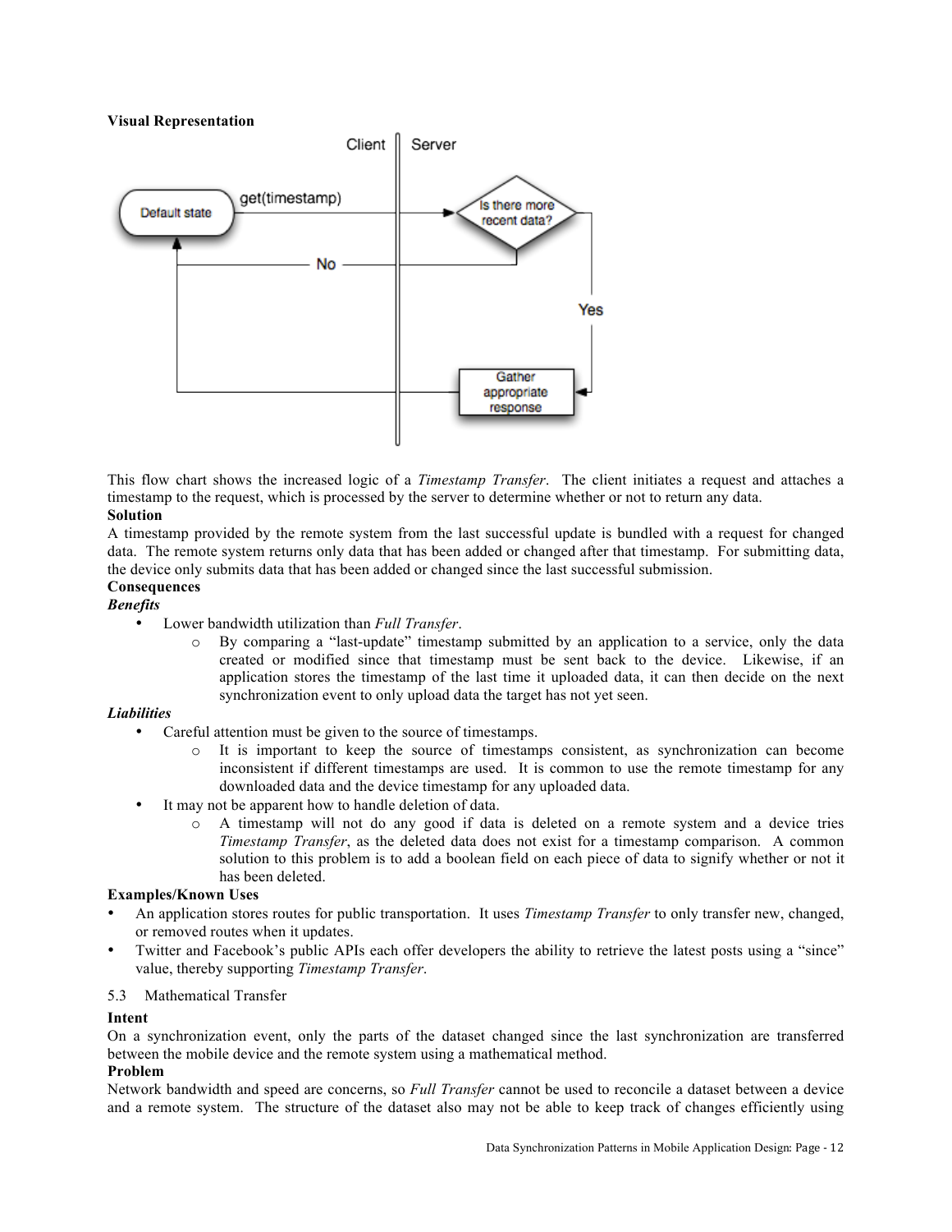**Visual Representation**

This flow chart shows the increased logic of a *Timestamp Transfer*. The client initiates a request and attaches a timestamp to the request, which is processed by the server to determine whether or not to return any data.

**Solution**

A timestamp provided by the remote system from the last successful update is bundled with a request for changed data. The remote system returns only data that has been added or changed after that timestamp. For submitting data, the device only submits data that has been added or changed since the last successful submission.

**Consequences**

***Benefits***

- Lower bandwidth utilization than *Full Transfer*.
  - By comparing a "last-update" timestamp submitted by an application to a service, only the data created or modified since that timestamp must be sent back to the device. Likewise, if an application stores the timestamp of the last time it uploaded data, it can then decide on the next synchronization event to only upload data the target has not yet seen.

***Liabilities***

- Careful attention must be given to the source of timestamps.
  - It is important to keep the source of timestamps consistent, as synchronization can become inconsistent if different timestamps are used. It is common to use the remote timestamp for any downloaded data and the device timestamp for any uploaded data.
- It may not be apparent how to handle deletion of data.
  - A timestamp will not do any good if data is deleted on a remote system and a device tries *Timestamp Transfer*, as the deleted data does not exist for a timestamp comparison. A common solution to this problem is to add a boolean field on each piece of data to signify whether or not it has been deleted.

**Examples/Known Uses**

- An application stores routes for public transportation. It uses *Timestamp Transfer* to only transfer new, changed, or removed routes when it updates.
- Twitter and Facebook's public APIs each offer developers the ability to retrieve the latest posts using a "since" value, thereby supporting *Timestamp Transfer*.

## 5.3 Mathematical Transfer

**Intent**

On a synchronization event, only the parts of the dataset changed since the last synchronization are transferred between the mobile device and the remote system using a mathematical method.

**Problem**

Network bandwidth and speed are concerns, so *Full Transfer* cannot be used to reconcile a dataset between a device and a remote system. The structure of the dataset also may not be able to keep track of changes efficiently using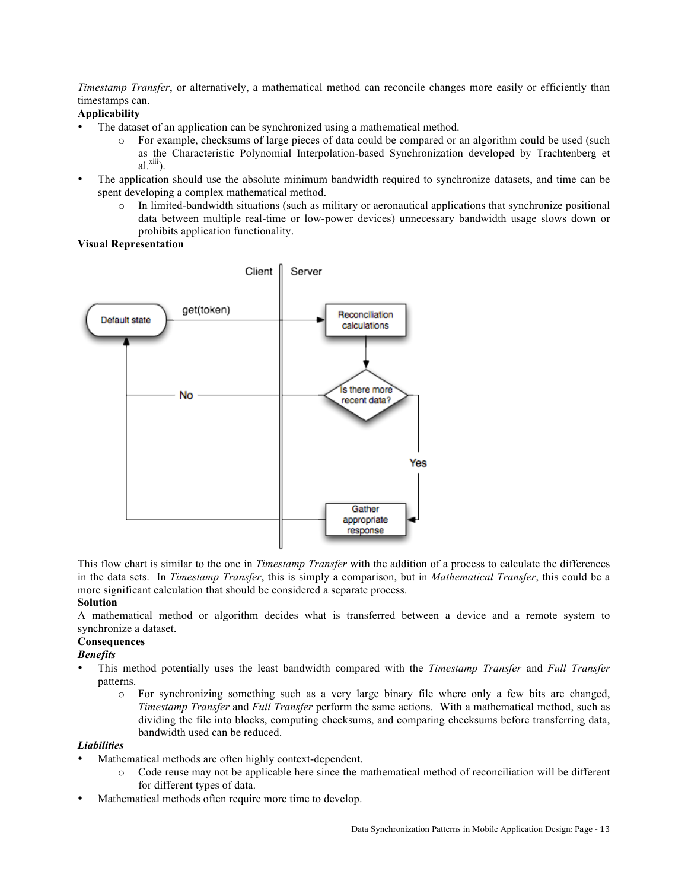*Timestamp Transfer*, or alternatively, a mathematical method can reconcile changes more easily or efficiently than timestamps can.

**Applicability**

- The dataset of an application can be synchronized using a mathematical method.
  - For example, checksums of large pieces of data could be compared or an algorithm could be used (such as the Characteristic Polynomial Interpolation-based Synchronization developed by Trachtenberg et al.[xiii]).
- The application should use the absolute minimum bandwidth required to synchronize datasets, and time can be spent developing a complex mathematical method.
  - In limited-bandwidth situations (such as military or aeronautical applications that synchronize positional data between multiple real-time or low-power devices) unnecessary bandwidth usage slows down or prohibits application functionality.

**Visual Representation**

This flow chart is similar to the one in *Timestamp Transfer* with the addition of a process to calculate the differences in the data sets. In *Timestamp Transfer*, this is simply a comparison, but in *Mathematical Transfer*, this could be a more significant calculation that should be considered a separate process.

**Solution**

A mathematical method or algorithm decides what is transferred between a device and a remote system to synchronize a dataset.

**Consequences**

***Benefits***

- This method potentially uses the least bandwidth compared with the *Timestamp Transfer* and *Full Transfer* patterns.
  - For synchronizing something such as a very large binary file where only a few bits are changed, *Timestamp Transfer* and *Full Transfer* perform the same actions. With a mathematical method, such as dividing the file into blocks, computing checksums, and comparing checksums before transferring data, bandwidth used can be reduced.

***Liabilities***

- Mathematical methods are often highly context-dependent.
  - Code reuse may not be applicable here since the mathematical method of reconciliation will be different for different types of data.
- Mathematical methods often require more time to develop.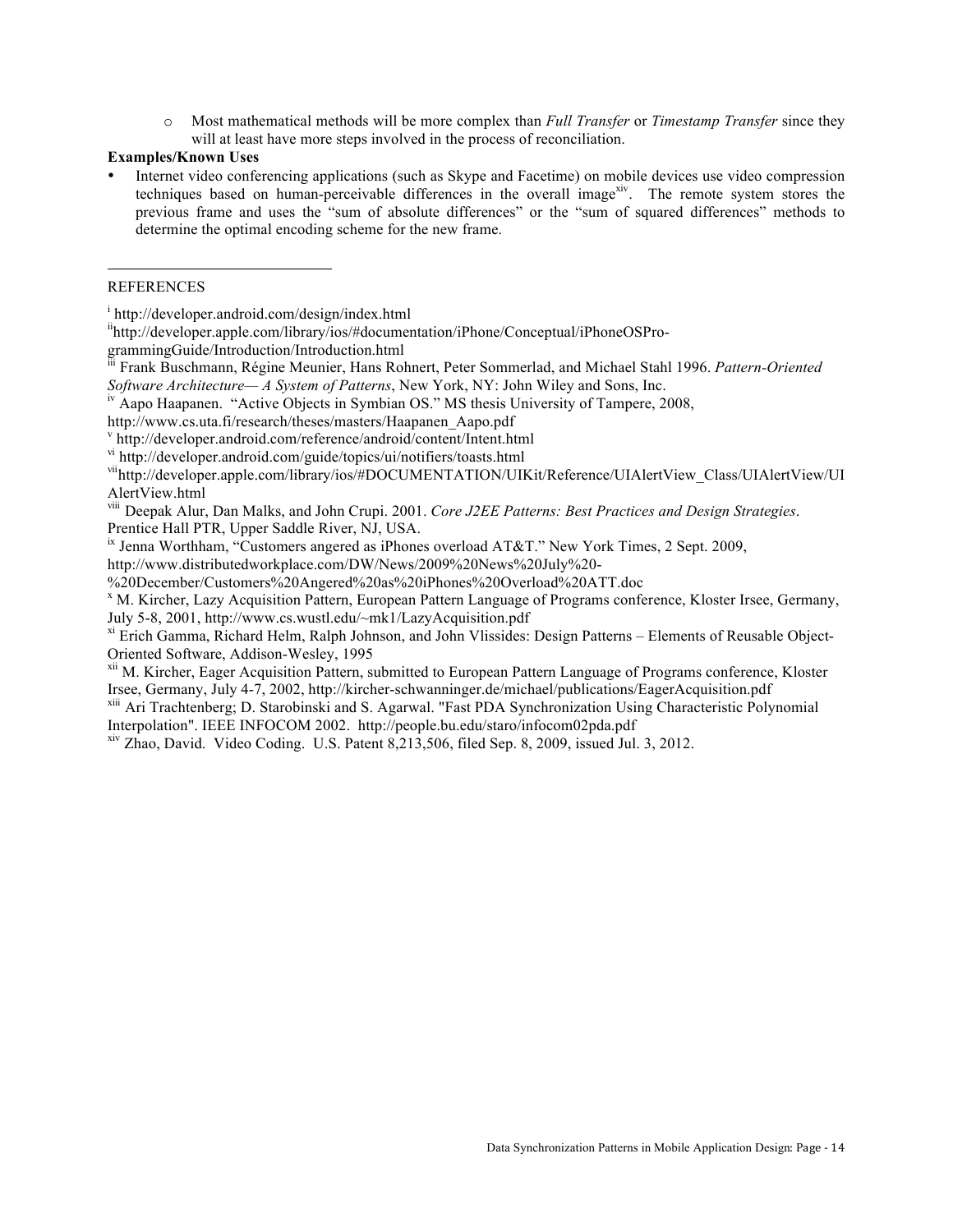- Most mathematical methods will be more complex than *Full Transfer* or *Timestamp Transfer* since they will at least have more steps involved in the process of reconciliation.

**Examples/Known Uses**

- Internet video conferencing applications (such as Skype and Facetime) on mobile devices use video compression techniques based on human-perceivable differences in the overall image[xiv]. The remote system stores the previous frame and uses the "sum of absolute differences" or the "sum of squared differences" methods to determine the optimal encoding scheme for the new frame.

---

REFERENCES

[i] http://developer.android.com/design/index.html

[ii] http://developer.apple.com/library/ios/#documentation/iPhone/Conceptual/iPhoneOSProgrammingGuide/Introduction/Introduction.html

[iii] Frank Buschmann, Régine Meunier, Hans Rohnert, Peter Sommerlad, and Michael Stahl 1996. *Pattern-Oriented Software Architecture— A System of Patterns*, New York, NY: John Wiley and Sons, Inc.

[iv] Aapo Haapanen. "Active Objects in Symbian OS." MS thesis University of Tampere, 2008, http://www.cs.uta.fi/research/theses/masters/Haapanen_Aapo.pdf

[v] http://developer.android.com/reference/android/content/Intent.html

[vi] http://developer.android.com/guide/topics/ui/notifiers/toasts.html

[vii] http://developer.apple.com/library/ios/#DOCUMENTATION/UIKit/Reference/UIAlertView_Class/UIAlertView/UIAlertView.html

[viii] Deepak Alur, Dan Malks, and John Crupi. 2001. *Core J2EE Patterns: Best Practices and Design Strategies*. Prentice Hall PTR, Upper Saddle River, NJ, USA.

[ix] Jenna Worthham, "Customers angered as iPhones overload AT&T." New York Times, 2 Sept. 2009, http://www.distributedworkplace.com/DW/News/2009%20News%20July%20-%20December/Customers%20Angered%20as%20iPhones%20Overload%20ATT.doc

[x] M. Kircher, Lazy Acquisition Pattern, European Pattern Language of Programs conference, Kloster Irsee, Germany, July 5-8, 2001, http://www.cs.wustl.edu/~mk1/LazyAcquisition.pdf

[xi] Erich Gamma, Richard Helm, Ralph Johnson, and John Vlissides: Design Patterns – Elements of Reusable Object-Oriented Software, Addison-Wesley, 1995

[xii] M. Kircher, Eager Acquisition Pattern, submitted to European Pattern Language of Programs conference, Kloster Irsee, Germany, July 4-7, 2002, http://kircher-schwanninger.de/michael/publications/EagerAcquisition.pdf

[xiii] Ari Trachtenberg; D. Starobinski and S. Agarwal. "Fast PDA Synchronization Using Characteristic Polynomial Interpolation". IEEE INFOCOM 2002. http://people.bu.edu/staro/infocom02pda.pdf

[xiv] Zhao, David. Video Coding. U.S. Patent 8,213,506, filed Sep. 8, 2009, issued Jul. 3, 2012.